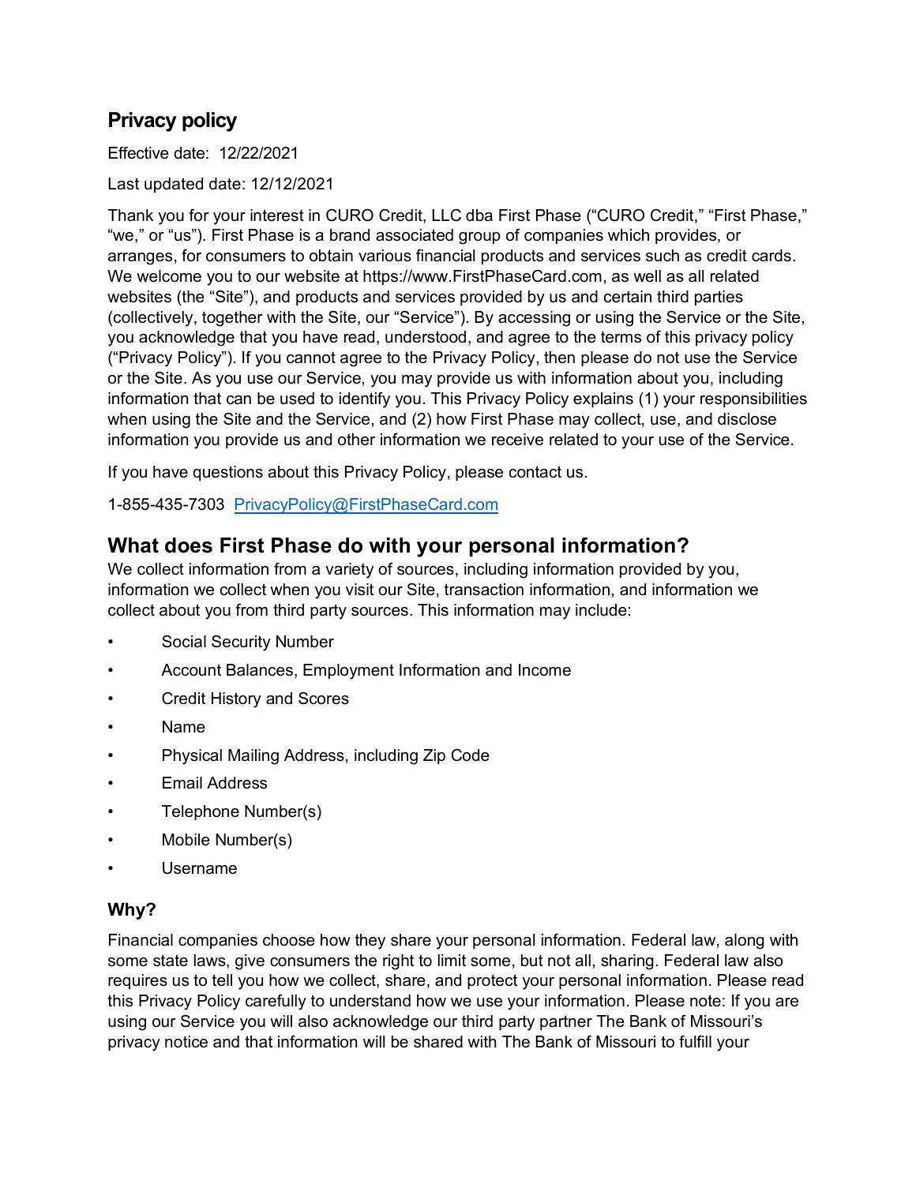# Privacy policy

Effective date: 12/22/2021

Last updated date: 12/12/2021

Thank you for your interest in CURO Credit, LLC dba First Phase ("CURO Credit," "First Phase," "we," or "us"). First Phase is a brand associated group of companies which provides, or arranges, for consumers to obtain various financial products and services such as credit cards. We welcome you to our website at https://www.FirstPhaseCard.com, as well as all related websites (the "Site"), and products and services provided by us and certain third parties (collectively, together with the Site, our "Service"). By accessing or using the Service or the Site, you acknowledge that you have read, understood, and agree to the terms of this privacy policy ("Privacy Policy"). If you cannot agree to the Privacy Policy, then please do not use the Service or the Site. As you use our Service, you may provide us with information about you, including information that can be used to identify you. This Privacy Policy explains (1) your responsibilities when using the Site and the Service, and (2) how First Phase may collect, use, and disclose information you provide us and other information we receive related to your use of the Service.

If you have questions about this Privacy Policy, please contact us.

1-855-435-7303 PrivacyPolicy@FirstPhaseCard.com

## What does First Phase do with your personal information?

We collect information from a variety of sources, including information provided by you, information we collect when you visit our Site, transaction information, and information we collect about you from third party sources. This information may include:

- Social Security Number
- Account Balances, Employment Information and Income
- Credit History and Scores
- Name
- Physical Mailing Address, including Zip Code
- Email Address
- Telephone Number(s)
- Mobile Number(s)
- Username

### Why?

Financial companies choose how they share your personal information. Federal law, along with some state laws, give consumers the right to limit some, but not all, sharing. Federal law also requires us to tell you how we collect, share, and protect your personal information. Please read this Privacy Policy carefully to understand how we use your information. Please note: If you are using our Service you will also acknowledge our third party partner The Bank of Missouri's privacy notice and that information will be shared with The Bank of Missouri to fulfill your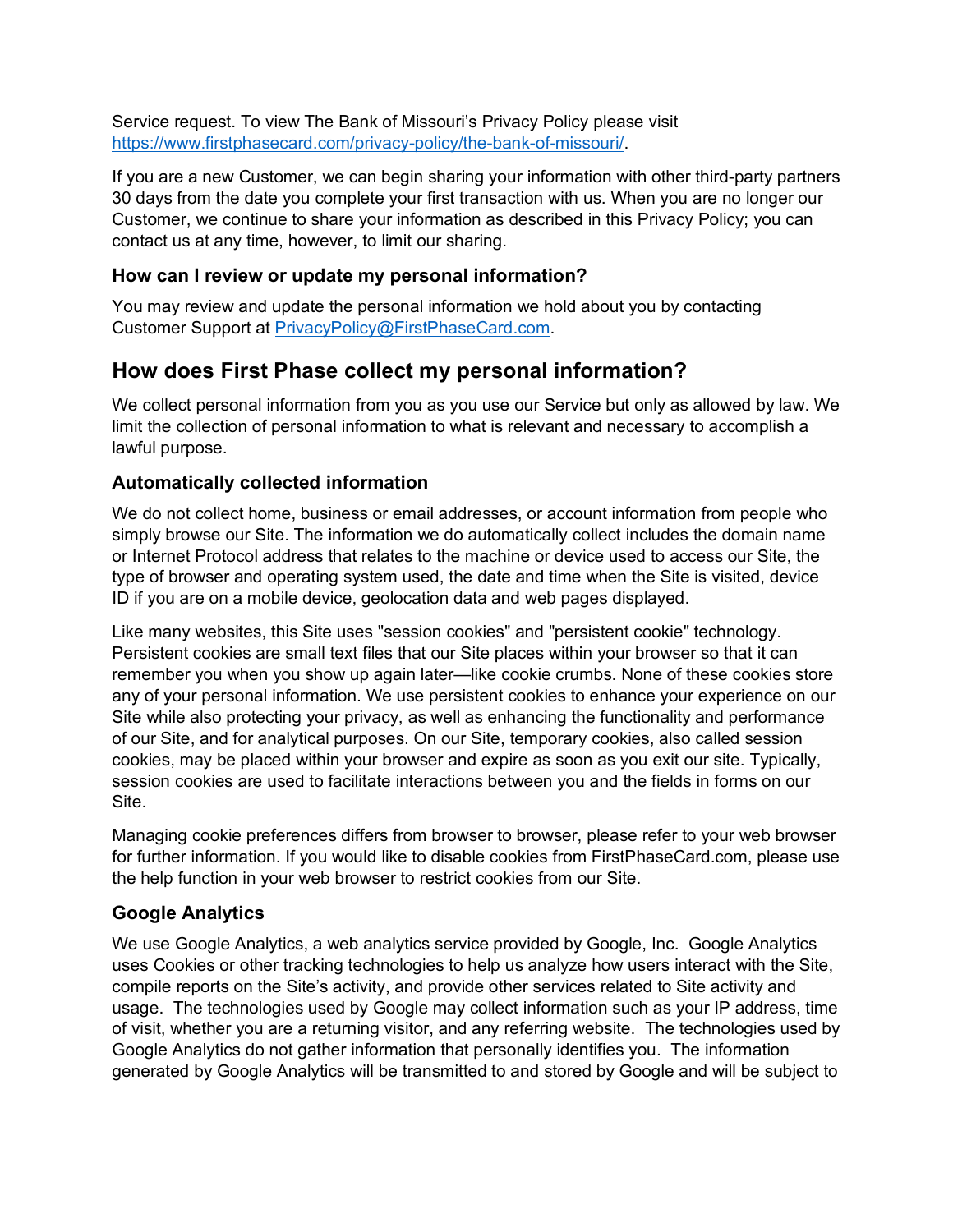Service request. To view The Bank of Missouri's Privacy Policy please visit https://www.firstphasecard.com/privacy-policy/the-bank-of-missouri/.

If you are a new Customer, we can begin sharing your information with other third-party partners 30 days from the date you complete your first transaction with us. When you are no longer our Customer, we continue to share your information as described in this Privacy Policy; you can contact us at any time, however, to limit our sharing.

### How can I review or update my personal information?

You may review and update the personal information we hold about you by contacting Customer Support at PrivacyPolicy@FirstPhaseCard.com.

## How does First Phase collect my personal information?

We collect personal information from you as you use our Service but only as allowed by law. We limit the collection of personal information to what is relevant and necessary to accomplish a lawful purpose.

### Automatically collected information

We do not collect home, business or email addresses, or account information from people who simply browse our Site. The information we do automatically collect includes the domain name or Internet Protocol address that relates to the machine or device used to access our Site, the type of browser and operating system used, the date and time when the Site is visited, device ID if you are on a mobile device, geolocation data and web pages displayed.

Like many websites, this Site uses "session cookies" and "persistent cookie" technology. Persistent cookies are small text files that our Site places within your browser so that it can remember you when you show up again later—like cookie crumbs. None of these cookies store any of your personal information. We use persistent cookies to enhance your experience on our Site while also protecting your privacy, as well as enhancing the functionality and performance of our Site, and for analytical purposes. On our Site, temporary cookies, also called session cookies, may be placed within your browser and expire as soon as you exit our site. Typically, session cookies are used to facilitate interactions between you and the fields in forms on our Site.

Managing cookie preferences differs from browser to browser, please refer to your web browser for further information. If you would like to disable cookies from FirstPhaseCard.com, please use the help function in your web browser to restrict cookies from our Site.

### Google Analytics

We use Google Analytics, a web analytics service provided by Google, Inc. Google Analytics uses Cookies or other tracking technologies to help us analyze how users interact with the Site, compile reports on the Site's activity, and provide other services related to Site activity and usage. The technologies used by Google may collect information such as your IP address, time of visit, whether you are a returning visitor, and any referring website. The technologies used by Google Analytics do not gather information that personally identifies you. The information generated by Google Analytics will be transmitted to and stored by Google and will be subject to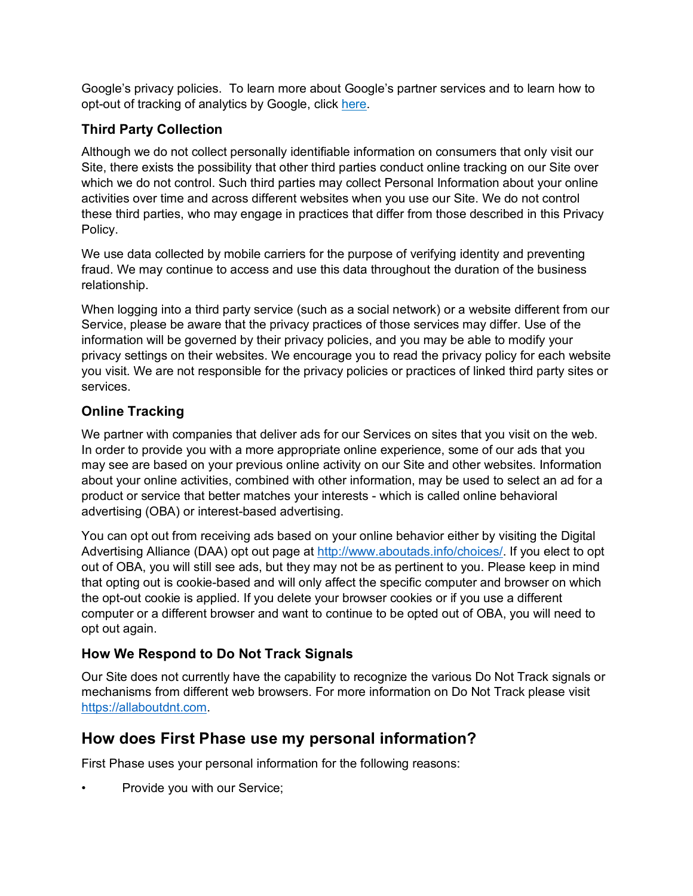Google's privacy policies. To learn more about Google's partner services and to learn how to opt-out of tracking of analytics by Google, click here.

### Third Party Collection

Although we do not collect personally identifiable information on consumers that only visit our Site, there exists the possibility that other third parties conduct online tracking on our Site over which we do not control. Such third parties may collect Personal Information about your online activities over time and across different websites when you use our Site. We do not control these third parties, who may engage in practices that differ from those described in this Privacy Policy.

We use data collected by mobile carriers for the purpose of verifying identity and preventing fraud. We may continue to access and use this data throughout the duration of the business relationship.

When logging into a third party service (such as a social network) or a website different from our Service, please be aware that the privacy practices of those services may differ. Use of the information will be governed by their privacy policies, and you may be able to modify your privacy settings on their websites. We encourage you to read the privacy policy for each website you visit. We are not responsible for the privacy policies or practices of linked third party sites or services.

### Online Tracking

We partner with companies that deliver ads for our Services on sites that you visit on the web. In order to provide you with a more appropriate online experience, some of our ads that you may see are based on your previous online activity on our Site and other websites. Information about your online activities, combined with other information, may be used to select an ad for a product or service that better matches your interests - which is called online behavioral advertising (OBA) or interest-based advertising.

You can opt out from receiving ads based on your online behavior either by visiting the Digital Advertising Alliance (DAA) opt out page at http://www.aboutads.info/choices/. If you elect to opt out of OBA, you will still see ads, but they may not be as pertinent to you. Please keep in mind that opting out is cookie-based and will only affect the specific computer and browser on which the opt-out cookie is applied. If you delete your browser cookies or if you use a different computer or a different browser and want to continue to be opted out of OBA, you will need to opt out again.

### How We Respond to Do Not Track Signals

Our Site does not currently have the capability to recognize the various Do Not Track signals or mechanisms from different web browsers. For more information on Do Not Track please visit https://allaboutdnt.com.

## How does First Phase use my personal information?

First Phase uses your personal information for the following reasons:

- Provide you with our Service;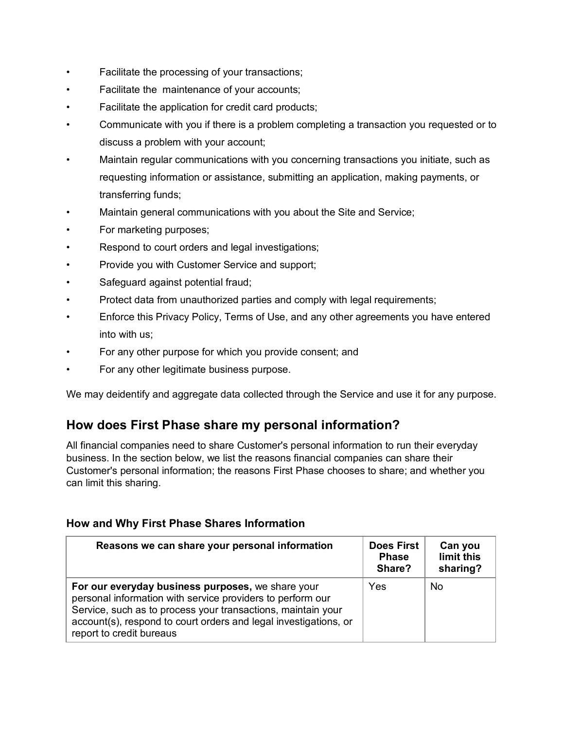- Facilitate the processing of your transactions;
- Facilitate the  maintenance of your accounts;
- Facilitate the application for credit card products;
- Communicate with you if there is a problem completing a transaction you requested or to discuss a problem with your account;
- Maintain regular communications with you concerning transactions you initiate, such as requesting information or assistance, submitting an application, making payments, or transferring funds;
- Maintain general communications with you about the Site and Service;
- For marketing purposes;
- Respond to court orders and legal investigations;
- Provide you with Customer Service and support;
- Safeguard against potential fraud;
- Protect data from unauthorized parties and comply with legal requirements;
- Enforce this Privacy Policy, Terms of Use, and any other agreements you have entered into with us;
- For any other purpose for which you provide consent; and
- For any other legitimate business purpose.

We may deidentify and aggregate data collected through the Service and use it for any purpose.

## How does First Phase share my personal information?

All financial companies need to share Customer's personal information to run their everyday business. In the section below, we list the reasons financial companies can share their Customer's personal information; the reasons First Phase chooses to share; and whether you can limit this sharing.

### How and Why First Phase Shares Information

| Reasons we can share your personal information | Does First Phase Share? | Can you limit this sharing? |
|---|---|---|
| **For our everyday business purposes,** we share your personal information with service providers to perform our Service, such as to process your transactions, maintain your account(s), respond to court orders and legal investigations, or report to credit bureaus | Yes | No |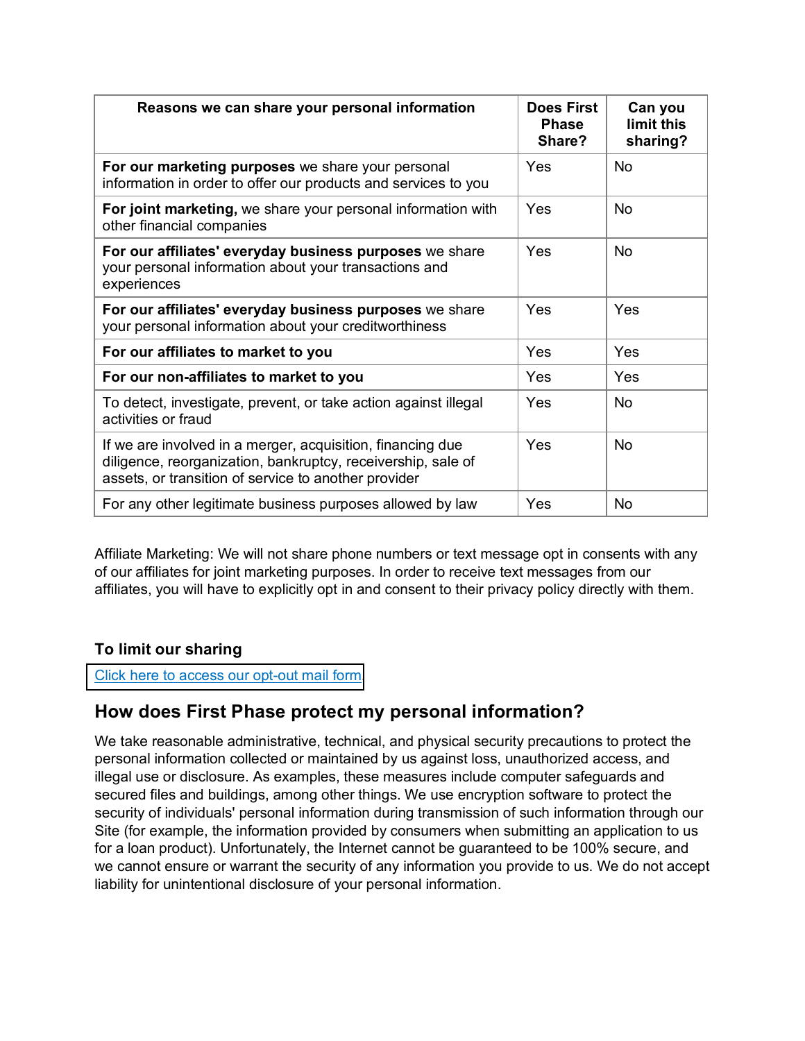| Reasons we can share your personal information | Does First Phase Share? | Can you limit this sharing? |
|---|---|---|
| **For our marketing purposes** we share your personal information in order to offer our products and services to you | Yes | No |
| **For joint marketing,** we share your personal information with other financial companies | Yes | No |
| **For our affiliates' everyday business purposes** we share your personal information about your transactions and experiences | Yes | No |
| **For our affiliates' everyday business purposes** we share your personal information about your creditworthiness | Yes | Yes |
| **For our affiliates to market to you** | Yes | Yes |
| **For our non-affiliates to market to you** | Yes | Yes |
| To detect, investigate, prevent, or take action against illegal activities or fraud | Yes | No |
| If we are involved in a merger, acquisition, financing due diligence, reorganization, bankruptcy, receivership, sale of assets, or transition of service to another provider | Yes | No |
| For any other legitimate business purposes allowed by law | Yes | No |

Affiliate Marketing: We will not share phone numbers or text message opt in consents with any of our affiliates for joint marketing purposes. In order to receive text messages from our affiliates, you will have to explicitly opt in and consent to their privacy policy directly with them.

### To limit our sharing

Click here to access our opt-out mail form

## How does First Phase protect my personal information?

We take reasonable administrative, technical, and physical security precautions to protect the personal information collected or maintained by us against loss, unauthorized access, and illegal use or disclosure. As examples, these measures include computer safeguards and secured files and buildings, among other things. We use encryption software to protect the security of individuals' personal information during transmission of such information through our Site (for example, the information provided by consumers when submitting an application to us for a loan product). Unfortunately, the Internet cannot be guaranteed to be 100% secure, and we cannot ensure or warrant the security of any information you provide to us. We do not accept liability for unintentional disclosure of your personal information.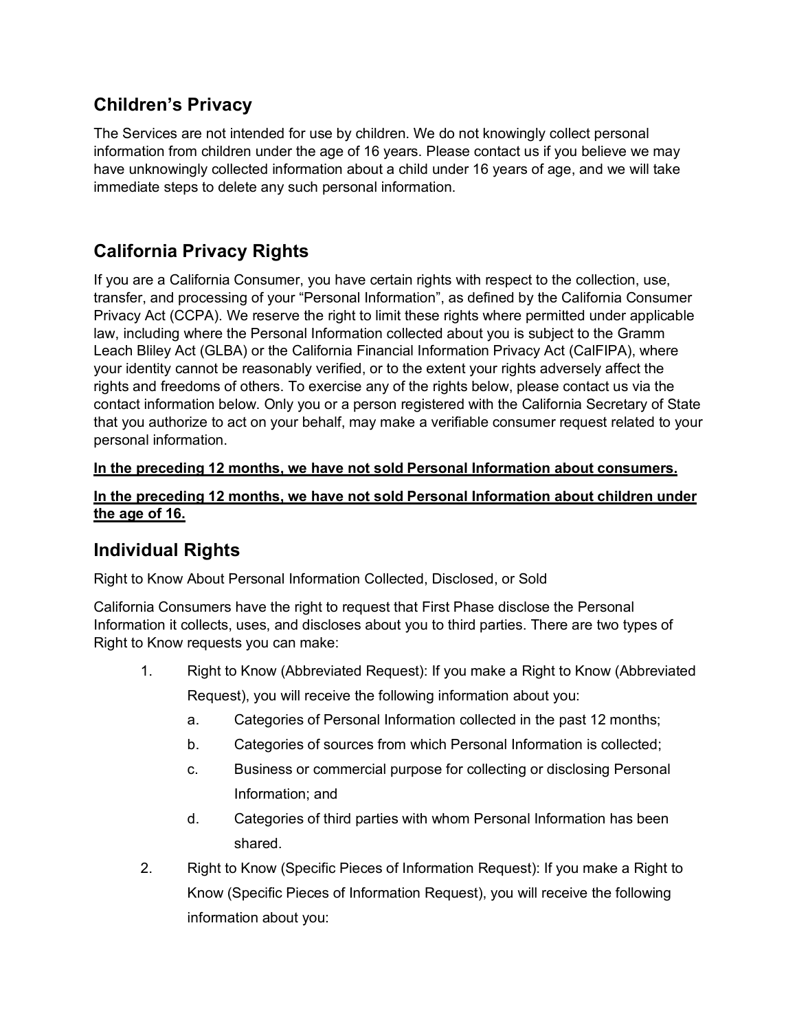## Children's Privacy

The Services are not intended for use by children. We do not knowingly collect personal information from children under the age of 16 years. Please contact us if you believe we may have unknowingly collected information about a child under 16 years of age, and we will take immediate steps to delete any such personal information.

## California Privacy Rights

If you are a California Consumer, you have certain rights with respect to the collection, use, transfer, and processing of your "Personal Information", as defined by the California Consumer Privacy Act (CCPA). We reserve the right to limit these rights where permitted under applicable law, including where the Personal Information collected about you is subject to the Gramm Leach Bliley Act (GLBA) or the California Financial Information Privacy Act (CalFIPA), where your identity cannot be reasonably verified, or to the extent your rights adversely affect the rights and freedoms of others. To exercise any of the rights below, please contact us via the contact information below. Only you or a person registered with the California Secretary of State that you authorize to act on your behalf, may make a verifiable consumer request related to your personal information.

**<u>In the preceding 12 months, we have not sold Personal Information about consumers.</u>**

**<u>In the preceding 12 months, we have not sold Personal Information about children under the age of 16.</u>**

## Individual Rights

Right to Know About Personal Information Collected, Disclosed, or Sold

California Consumers have the right to request that First Phase disclose the Personal Information it collects, uses, and discloses about you to third parties. There are two types of Right to Know requests you can make:

1. Right to Know (Abbreviated Request): If you make a Right to Know (Abbreviated Request), you will receive the following information about you:
    a. Categories of Personal Information collected in the past 12 months;
    b. Categories of sources from which Personal Information is collected;
    c. Business or commercial purpose for collecting or disclosing Personal Information; and
    d. Categories of third parties with whom Personal Information has been shared.
2. Right to Know (Specific Pieces of Information Request): If you make a Right to Know (Specific Pieces of Information Request), you will receive the following information about you: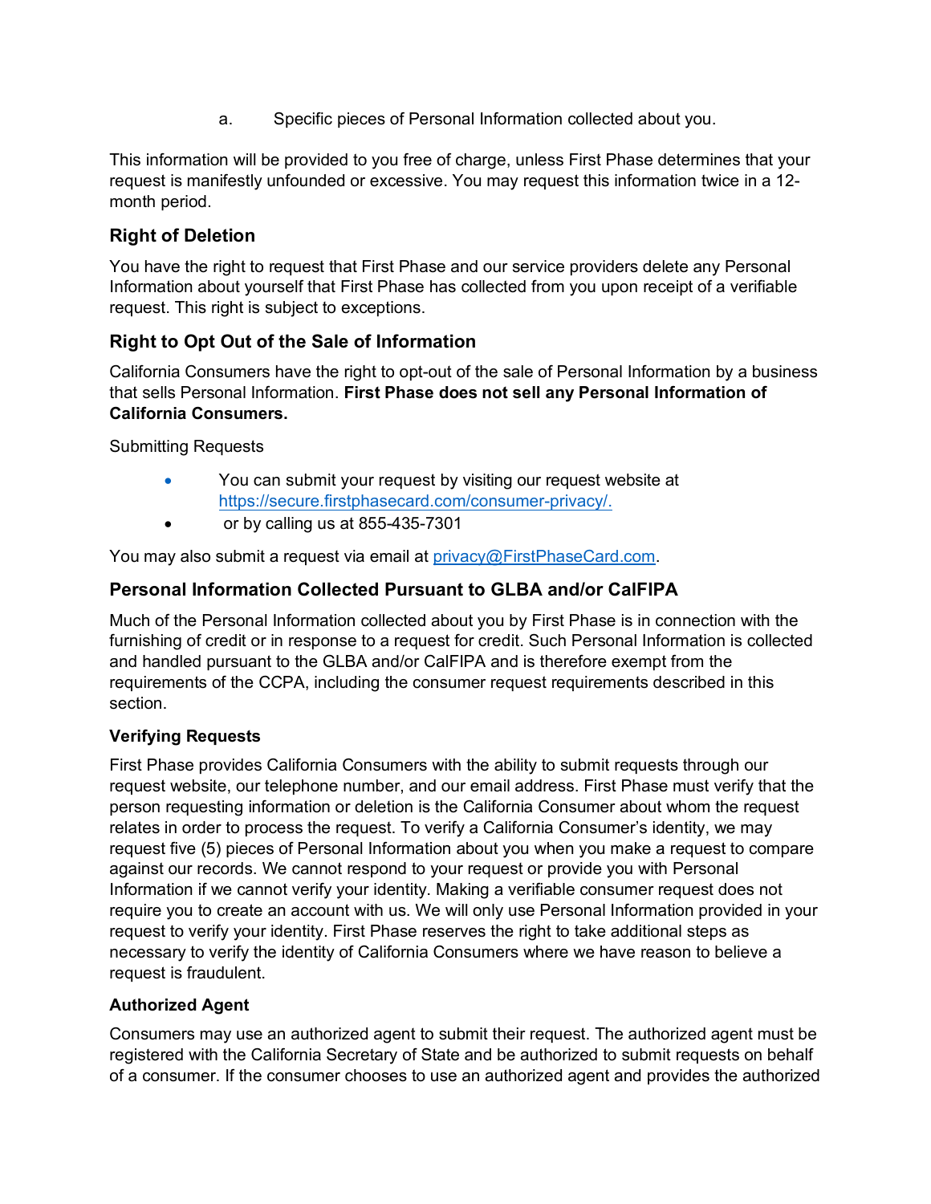a. Specific pieces of Personal Information collected about you.

This information will be provided to you free of charge, unless First Phase determines that your request is manifestly unfounded or excessive. You may request this information twice in a 12-month period.

## Right of Deletion

You have the right to request that First Phase and our service providers delete any Personal Information about yourself that First Phase has collected from you upon receipt of a verifiable request. This right is subject to exceptions.

## Right to Opt Out of the Sale of Information

California Consumers have the right to opt-out of the sale of Personal Information by a business that sells Personal Information. **First Phase does not sell any Personal Information of California Consumers.**

Submitting Requests

- You can submit your request by visiting our request website at https://secure.firstphasecard.com/consumer-privacy/.
- or by calling us at 855-435-7301

You may also submit a request via email at privacy@FirstPhaseCard.com.

## Personal Information Collected Pursuant to GLBA and/or CalFIPA

Much of the Personal Information collected about you by First Phase is in connection with the furnishing of credit or in response to a request for credit. Such Personal Information is collected and handled pursuant to the GLBA and/or CalFIPA and is therefore exempt from the requirements of the CCPA, including the consumer request requirements described in this section.

### Verifying Requests

First Phase provides California Consumers with the ability to submit requests through our request website, our telephone number, and our email address. First Phase must verify that the person requesting information or deletion is the California Consumer about whom the request relates in order to process the request. To verify a California Consumer's identity, we may request five (5) pieces of Personal Information about you when you make a request to compare against our records. We cannot respond to your request or provide you with Personal Information if we cannot verify your identity. Making a verifiable consumer request does not require you to create an account with us. We will only use Personal Information provided in your request to verify your identity. First Phase reserves the right to take additional steps as necessary to verify the identity of California Consumers where we have reason to believe a request is fraudulent.

### Authorized Agent

Consumers may use an authorized agent to submit their request. The authorized agent must be registered with the California Secretary of State and be authorized to submit requests on behalf of a consumer. If the consumer chooses to use an authorized agent and provides the authorized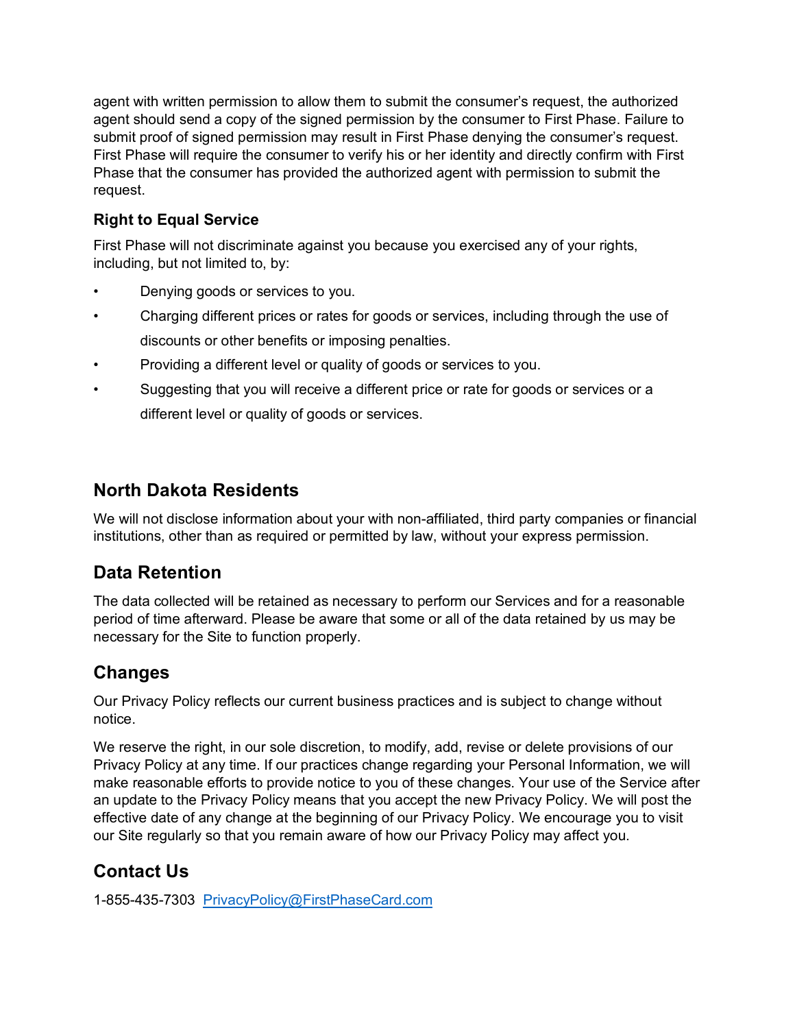agent with written permission to allow them to submit the consumer's request, the authorized agent should send a copy of the signed permission by the consumer to First Phase. Failure to submit proof of signed permission may result in First Phase denying the consumer's request. First Phase will require the consumer to verify his or her identity and directly confirm with First Phase that the consumer has provided the authorized agent with permission to submit the request.

### Right to Equal Service

First Phase will not discriminate against you because you exercised any of your rights, including, but not limited to, by:

- Denying goods or services to you.
- Charging different prices or rates for goods or services, including through the use of discounts or other benefits or imposing penalties.
- Providing a different level or quality of goods or services to you.
- Suggesting that you will receive a different price or rate for goods or services or a different level or quality of goods or services.

## North Dakota Residents

We will not disclose information about your with non-affiliated, third party companies or financial institutions, other than as required or permitted by law, without your express permission.

## Data Retention

The data collected will be retained as necessary to perform our Services and for a reasonable period of time afterward. Please be aware that some or all of the data retained by us may be necessary for the Site to function properly.

## Changes

Our Privacy Policy reflects our current business practices and is subject to change without notice.

We reserve the right, in our sole discretion, to modify, add, revise or delete provisions of our Privacy Policy at any time. If our practices change regarding your Personal Information, we will make reasonable efforts to provide notice to you of these changes. Your use of the Service after an update to the Privacy Policy means that you accept the new Privacy Policy. We will post the effective date of any change at the beginning of our Privacy Policy. We encourage you to visit our Site regularly so that you remain aware of how our Privacy Policy may affect you.

## Contact Us

1-855-435-7303 PrivacyPolicy@FirstPhaseCard.com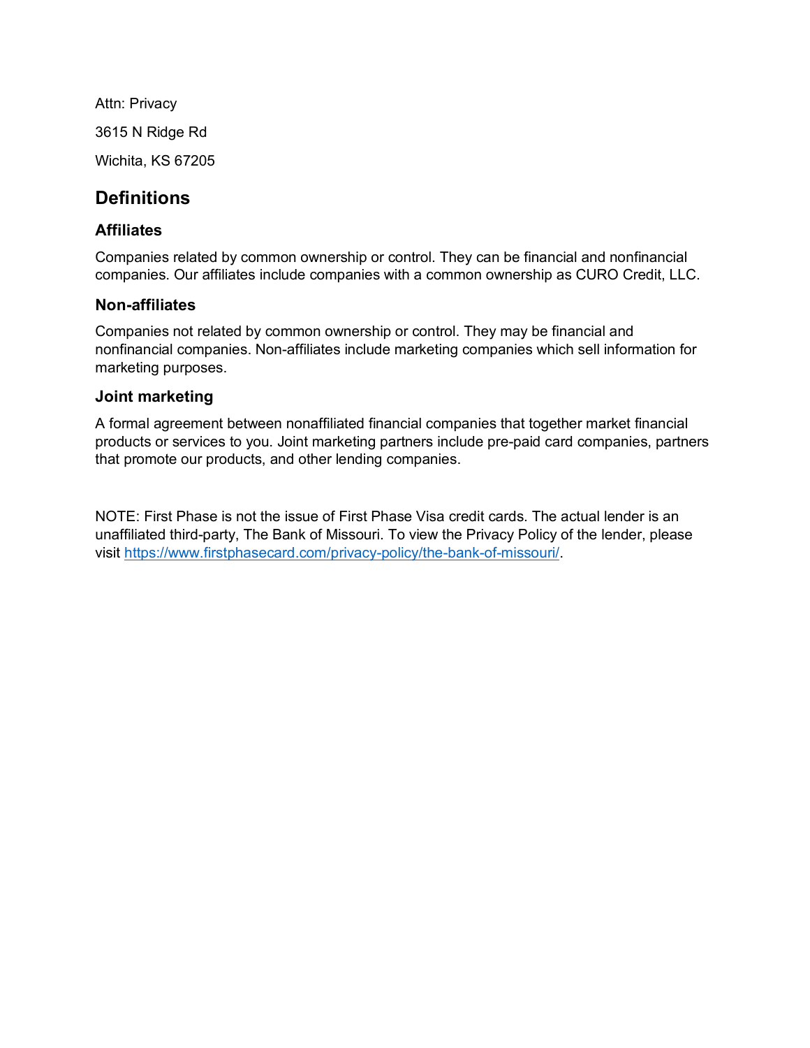Attn: Privacy

3615 N Ridge Rd

Wichita, KS 67205

## Definitions

### Affiliates

Companies related by common ownership or control. They can be financial and nonfinancial companies. Our affiliates include companies with a common ownership as CURO Credit, LLC.

### Non-affiliates

Companies not related by common ownership or control. They may be financial and nonfinancial companies. Non-affiliates include marketing companies which sell information for marketing purposes.

### Joint marketing

A formal agreement between nonaffiliated financial companies that together market financial products or services to you. Joint marketing partners include pre-paid card companies, partners that promote our products, and other lending companies.

NOTE: First Phase is not the issue of First Phase Visa credit cards. The actual lender is an unaffiliated third-party, The Bank of Missouri. To view the Privacy Policy of the lender, please visit https://www.firstphasecard.com/privacy-policy/the-bank-of-missouri/.